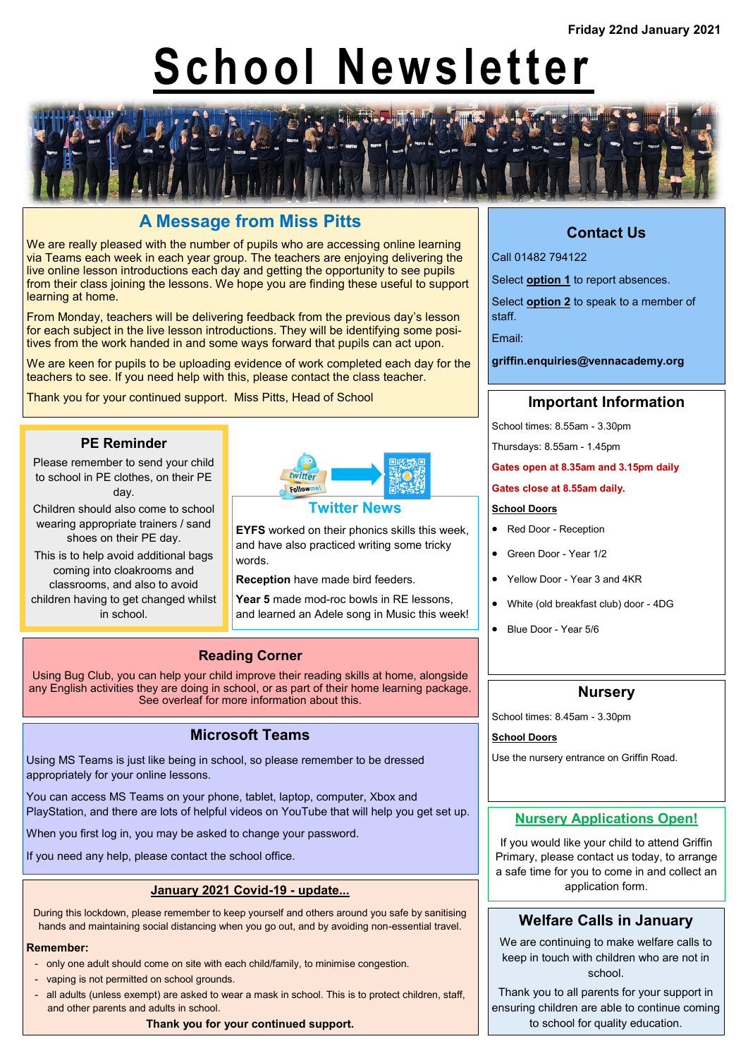Friday 22nd January 2021

# School Newsletter

## A Message from Miss Pitts

We are really pleased with the number of pupils who are accessing online learning via Teams each week in each year group. The teachers are enjoying delivering the live online lesson introductions each day and getting the opportunity to see pupils from their class joining the lessons. We hope you are finding these useful to support learning at home.

From Monday, teachers will be delivering feedback from the previous day's lesson for each subject in the live lesson introductions. They will be identifying some positives from the work handed in and some ways forward that pupils can act upon.

We are keen for pupils to be uploading evidence of work completed each day for the teachers to see. If you need help with this, please contact the class teacher.

Thank you for your continued support. Miss Pitts, Head of School

## PE Reminder

Please remember to send your child to school in PE clothes, on their PE day.

Children should also come to school wearing appropriate trainers / sand shoes on their PE day.

This is to help avoid additional bags coming into cloakrooms and classrooms, and also to avoid children having to get changed whilst in school.

## Twitter News

**EYFS** worked on their phonics skills this week, and have also practiced writing some tricky words.

**Reception** have made bird feeders.

**Year 5** made mod-roc bowls in RE lessons, and learned an Adele song in Music this week!

## Reading Corner

Using Bug Club, you can help your child improve their reading skills at home, alongside any English activities they are doing in school, or as part of their home learning package. See overleaf for more information about this.

## Microsoft Teams

Using MS Teams is just like being in school, so please remember to be dressed appropriately for your online lessons.

You can access MS Teams on your phone, tablet, laptop, computer, Xbox and PlayStation, and there are lots of helpful videos on YouTube that will help you get set up.

When you first log in, you may be asked to change your password.

If you need any help, please contact the school office.

## January 2021 Covid-19 - update...

During this lockdown, please remember to keep yourself and others around you safe by sanitising hands and maintaining social distancing when you go out, and by avoiding non-essential travel.

**Remember:**

- only one adult should come on site with each child/family, to minimise congestion.
- vaping is not permitted on school grounds.
- all adults (unless exempt) are asked to wear a mask in school. This is to protect children, staff, and other parents and adults in school.

**Thank you for your continued support.**

## Contact Us

Call 01482 794122

Select **option 1** to report absences.

Select **option 2** to speak to a member of staff.

Email:

**griffin.enquiries@vennacademy.org**

## Important Information

School times: 8.55am - 3.30pm

Thursdays: 8.55am - 1.45pm

**Gates open at 8.35am and 3.15pm daily**

**Gates close at 8.55am daily.**

**School Doors**

- Red Door - Reception
- Green Door - Year 1/2
- Yellow Door - Year 3 and 4KR
- White (old breakfast club) door - 4DG
- Blue Door - Year 5/6

## Nursery

School times: 8.45am - 3.30pm

**School Doors**

Use the nursery entrance on Griffin Road.

## Nursery Applications Open!

If you would like your child to attend Griffin Primary, please contact us today, to arrange a safe time for you to come in and collect an application form.

## Welfare Calls in January

We are continuing to make welfare calls to keep in touch with children who are not in school.

Thank you to all parents for your support in ensuring children are able to continue coming to school for quality education.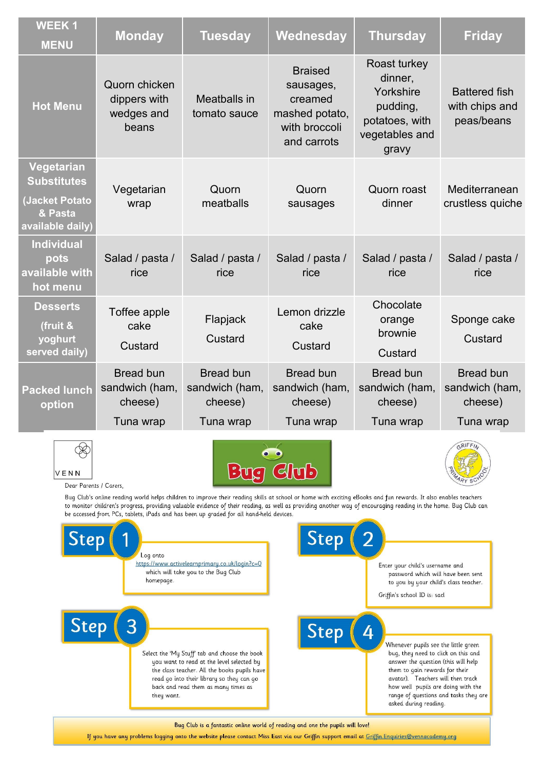| WEEK 1 MENU | Monday | Tuesday | Wednesday | Thursday | Friday |
|---|---|---|---|---|---|
| **Hot Menu** | Quorn chicken dippers with wedges and beans | Meatballs in tomato sauce | Braised sausages, creamed mashed potato, with broccoli and carrots | Roast turkey dinner, Yorkshire pudding, potatoes, with vegetables and gravy | Battered fish with chips and peas/beans |
| **Vegetarian Substitutes (Jacket Potato & Pasta available daily)** | Vegetarian wrap | Quorn meatballs | Quorn sausages | Quorn roast dinner | Mediterranean crustless quiche |
| **Individual pots available with hot menu** | Salad / pasta / rice | Salad / pasta / rice | Salad / pasta / rice | Salad / pasta / rice | Salad / pasta / rice |
| **Desserts (fruit & yoghurt served daily)** | Toffee apple cake<br>Custard | Flapjack<br>Custard | Lemon drizzle cake<br>Custard | Chocolate orange brownie<br>Custard | Sponge cake<br>Custard |
| **Packed lunch option** | Bread bun sandwich (ham, cheese)<br>Tuna wrap | Bread bun sandwich (ham, cheese)<br>Tuna wrap | Bread bun sandwich (ham, cheese)<br>Tuna wrap | Bread bun sandwich (ham, cheese)<br>Tuna wrap | Bread bun sandwich (ham, cheese)<br>Tuna wrap |

VENN

# Bug Club

GRIFFIN PRIMARY SCHOOL

Dear Parents / Carers,

Bug Club's online reading world helps children to improve their reading skills at school or home with exciting eBooks and fun rewards. It also enables teachers to monitor children's progress, providing valuable evidence of their reading, as well as providing another way of encouraging reading in the home. Bug Club can be accessed from PCs, tablets, iPads and has been up graded for all hand-held devices.

## Step 1

Log onto https://www.activelearnprimary.co.uk/login?c=0 which will take you to the Bug Club homepage.

## Step 2

Enter your child's username and password which will have been sent to you by your child's class teacher.

Griffin's school ID is: sacl

## Step 3

Select the 'My Stuff' tab and choose the book you want to read at the level selected by the class teacher. All the books pupils have read go into their library so they can go back and read them as many times as they want.

## Step 4

Whenever pupils see the little green bug, they need to click on this and answer the question (this will help them to gain rewards for their avatar). Teachers will then track how well pupils are doing with the range of questions and tasks they are asked during reading.

Bug Club is a fantastic online world of reading and one the pupils will love!

If you have any problems logging onto the website please contact Miss East via our Griffin support email at Griffin.Enquiries@vennacademy.org